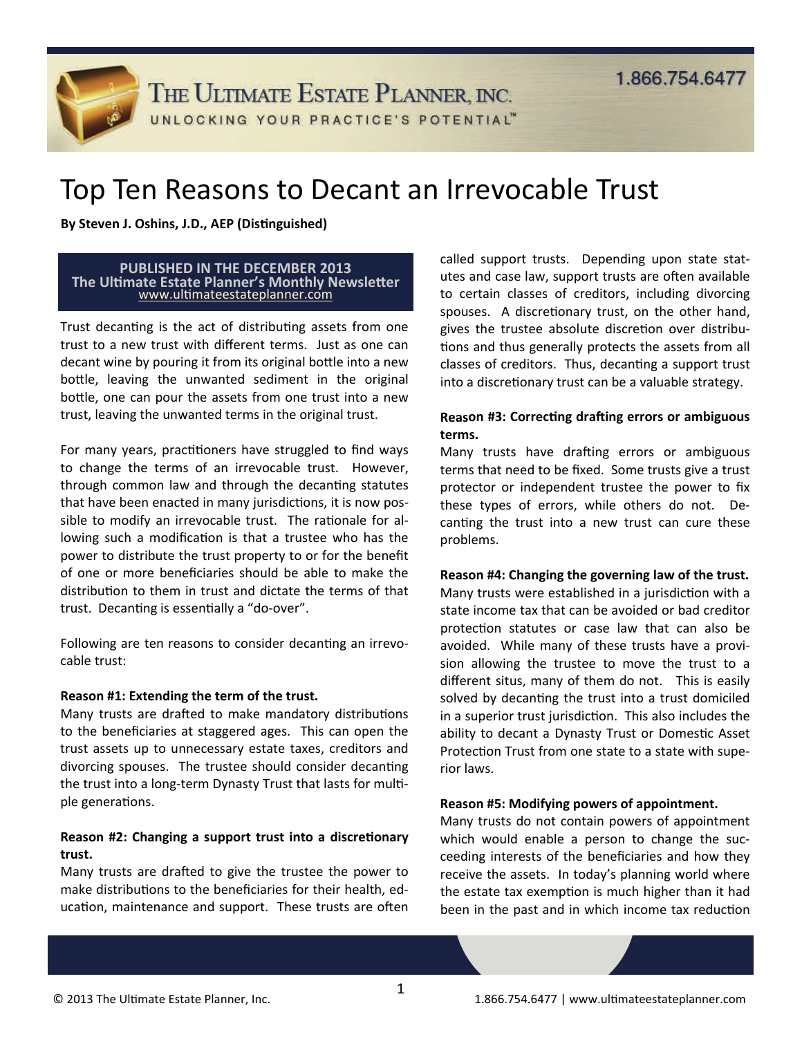# Top Ten Reasons to Decant an Irrevocable Trust

**By Steven J. Oshins, J.D., AEP (Distinguished)**

**PUBLISHED IN THE DECEMBER 2013**
**The Ultimate Estate Planner's Monthly Newsletter**
www.ultimateestateplanner.com

Trust decanting is the act of distributing assets from one trust to a new trust with different terms. Just as one can decant wine by pouring it from its original bottle into a new bottle, leaving the unwanted sediment in the original bottle, one can pour the assets from one trust into a new trust, leaving the unwanted terms in the original trust.

For many years, practitioners have struggled to find ways to change the terms of an irrevocable trust. However, through common law and through the decanting statutes that have been enacted in many jurisdictions, it is now possible to modify an irrevocable trust. The rationale for allowing such a modification is that a trustee who has the power to distribute the trust property to or for the benefit of one or more beneficiaries should be able to make the distribution to them in trust and dictate the terms of that trust. Decanting is essentially a "do-over".

Following are ten reasons to consider decanting an irrevocable trust:

**Reason #1: Extending the term of the trust.**
Many trusts are drafted to make mandatory distributions to the beneficiaries at staggered ages. This can open the trust assets up to unnecessary estate taxes, creditors and divorcing spouses. The trustee should consider decanting the trust into a long-term Dynasty Trust that lasts for multiple generations.

**Reason #2: Changing a support trust into a discretionary trust.**
Many trusts are drafted to give the trustee the power to make distributions to the beneficiaries for their health, education, maintenance and support. These trusts are often called support trusts. Depending upon state statutes and case law, support trusts are often available to certain classes of creditors, including divorcing spouses. A discretionary trust, on the other hand, gives the trustee absolute discretion over distributions and thus generally protects the assets from all classes of creditors. Thus, decanting a support trust into a discretionary trust can be a valuable strategy.

**Reason #3: Correcting drafting errors or ambiguous terms.**
Many trusts have drafting errors or ambiguous terms that need to be fixed. Some trusts give a trust protector or independent trustee the power to fix these types of errors, while others do not. Decanting the trust into a new trust can cure these problems.

**Reason #4: Changing the governing law of the trust.**
Many trusts were established in a jurisdiction with a state income tax that can be avoided or bad creditor protection statutes or case law that can also be avoided. While many of these trusts have a provision allowing the trustee to move the trust to a different situs, many of them do not. This is easily solved by decanting the trust into a trust domiciled in a superior trust jurisdiction. This also includes the ability to decant a Dynasty Trust or Domestic Asset Protection Trust from one state to a state with superior laws.

**Reason #5: Modifying powers of appointment.**
Many trusts do not contain powers of appointment which would enable a person to change the succeeding interests of the beneficiaries and how they receive the assets. In today's planning world where the estate tax exemption is much higher than it had been in the past and in which income tax reduction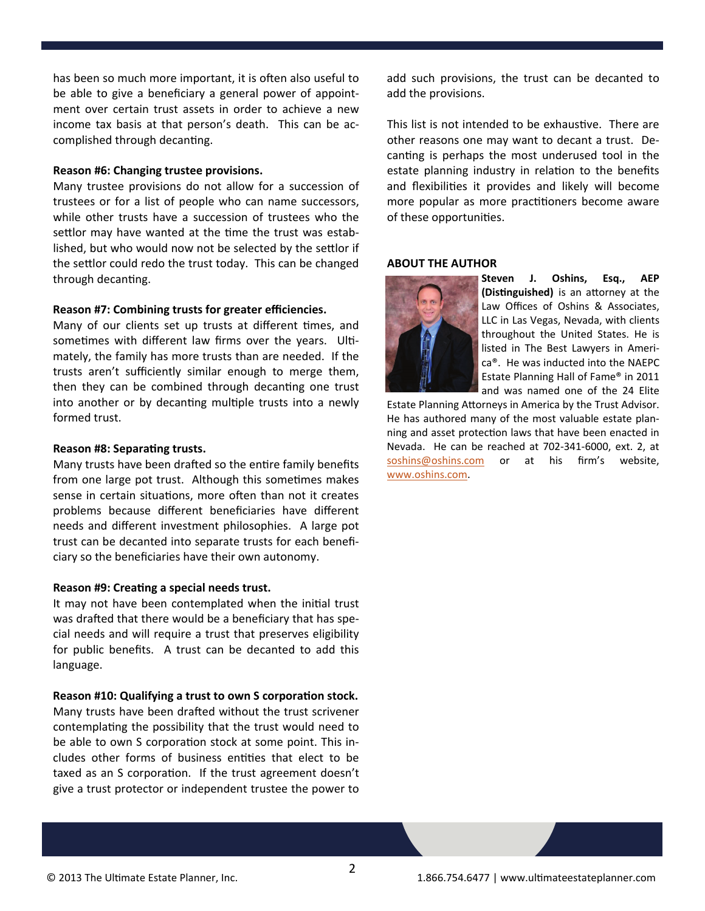has been so much more important, it is often also useful to be able to give a beneficiary a general power of appointment over certain trust assets in order to achieve a new income tax basis at that person's death. This can be accomplished through decanting.

**Reason #6: Changing trustee provisions.**

Many trustee provisions do not allow for a succession of trustees or for a list of people who can name successors, while other trusts have a succession of trustees who the settlor may have wanted at the time the trust was established, but who would now not be selected by the settlor if the settlor could redo the trust today. This can be changed through decanting.

**Reason #7: Combining trusts for greater efficiencies.**

Many of our clients set up trusts at different times, and sometimes with different law firms over the years. Ultimately, the family has more trusts than are needed. If the trusts aren't sufficiently similar enough to merge them, then they can be combined through decanting one trust into another or by decanting multiple trusts into a newly formed trust.

**Reason #8: Separating trusts.**

Many trusts have been drafted so the entire family benefits from one large pot trust. Although this sometimes makes sense in certain situations, more often than not it creates problems because different beneficiaries have different needs and different investment philosophies. A large pot trust can be decanted into separate trusts for each beneficiary so the beneficiaries have their own autonomy.

**Reason #9: Creating a special needs trust.**

It may not have been contemplated when the initial trust was drafted that there would be a beneficiary that has special needs and will require a trust that preserves eligibility for public benefits. A trust can be decanted to add this language.

**Reason #10: Qualifying a trust to own S corporation stock.**

Many trusts have been drafted without the trust scrivener contemplating the possibility that the trust would need to be able to own S corporation stock at some point. This includes other forms of business entities that elect to be taxed as an S corporation. If the trust agreement doesn't give a trust protector or independent trustee the power to add such provisions, the trust can be decanted to add the provisions.

This list is not intended to be exhaustive. There are other reasons one may want to decant a trust. Decanting is perhaps the most underused tool in the estate planning industry in relation to the benefits and flexibilities it provides and likely will become more popular as more practitioners become aware of these opportunities.

**ABOUT THE AUTHOR**

**Steven J. Oshins, Esq., AEP (Distinguished)** is an attorney at the Law Offices of Oshins & Associates, LLC in Las Vegas, Nevada, with clients throughout the United States. He is listed in The Best Lawyers in America®. He was inducted into the NAEPC Estate Planning Hall of Fame® in 2011 and was named one of the 24 Elite Estate Planning Attorneys in America by the Trust Advisor. He has authored many of the most valuable estate planning and asset protection laws that have been enacted in Nevada. He can be reached at 702-341-6000, ext. 2, at soshins@oshins.com or at his firm's website, www.oshins.com.

© 2013 The Ultimate Estate Planner, Inc. 1.866.754.6477 | www.ultimateestateplanner.com